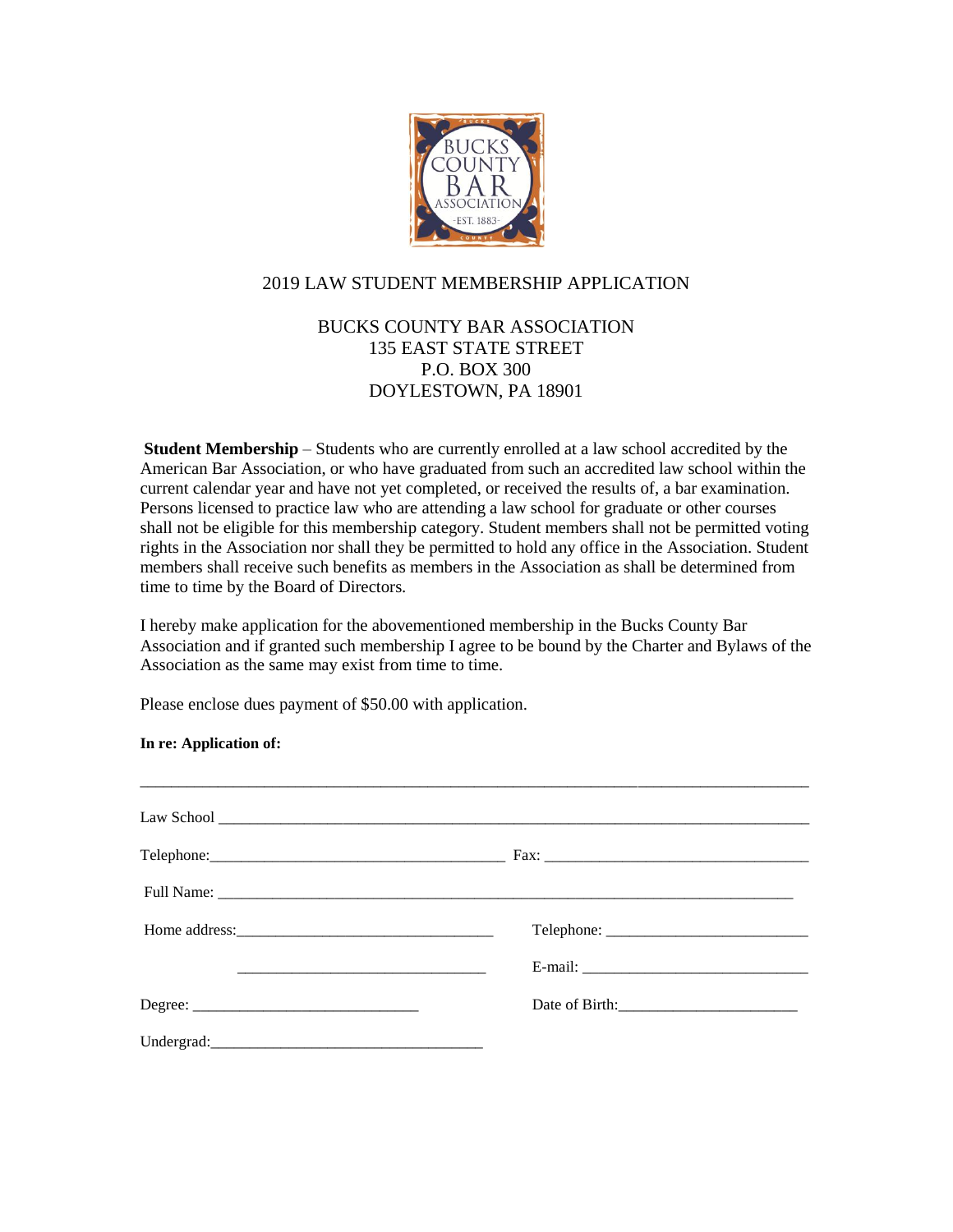BUCKS COUNTY BAR ASSOCIATION
-EST. 1883-

# 2019 LAW STUDENT MEMBERSHIP APPLICATION

BUCKS COUNTY BAR ASSOCIATION
135 EAST STATE STREET
P.O. BOX 300
DOYLESTOWN, PA 18901

**Student Membership** – Students who are currently enrolled at a law school accredited by the American Bar Association, or who have graduated from such an accredited law school within the current calendar year and have not yet completed, or received the results of, a bar examination. Persons licensed to practice law who are attending a law school for graduate or other courses shall not be eligible for this membership category. Student members shall not be permitted voting rights in the Association nor shall they be permitted to hold any office in the Association. Student members shall receive such benefits as members in the Association as shall be determined from time to time by the Board of Directors.

I hereby make application for the abovementioned membership in the Bucks County Bar Association and if granted such membership I agree to be bound by the Charter and Bylaws of the Association as the same may exist from time to time.

Please enclose dues payment of $50.00 with application.

**In re: Application of:**

_______________________________________________________________________________

Law School _______________________________________________________________________

Telephone:______________________________________ Fax: __________________________________

Full Name: ________________________________________________________________________

Home address:_________________________________ Telephone: __________________________

_______________________________ E-mail: ____________________________

Degree: ______________________________ Date of Birth:_______________________

Undergrad:____________________________________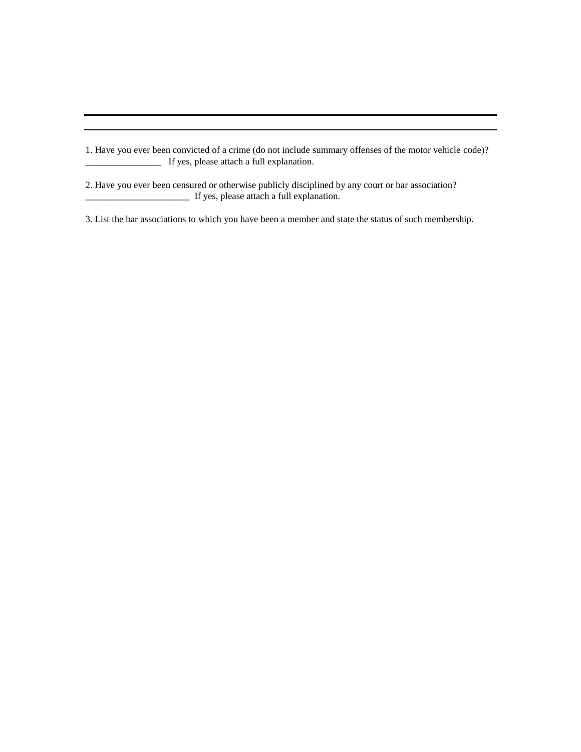1. Have you ever been convicted of a crime (do not include summary offenses of the motor vehicle code)? ________________ If yes, please attach a full explanation.

2. Have you ever been censured or otherwise publicly disciplined by any court or bar association? ______________________ If yes, please attach a full explanation.

3. List the bar associations to which you have been a member and state the status of such membership.